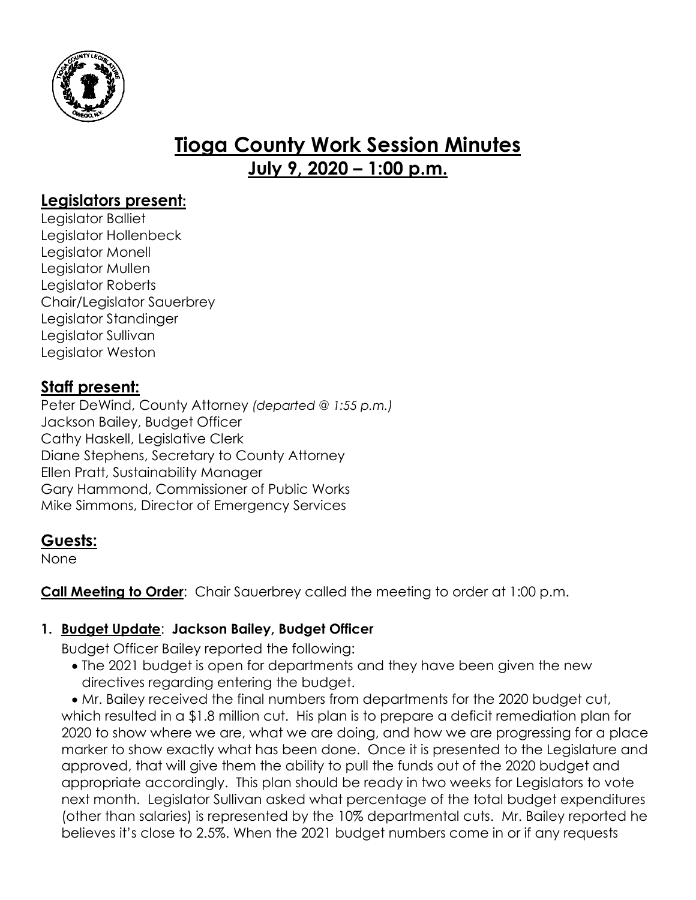# Tioga County Work Session Minutes
## July 9, 2020 – 1:00 p.m.

## Legislators present:

Legislator Balliet
Legislator Hollenbeck
Legislator Monell
Legislator Mullen
Legislator Roberts
Chair/Legislator Sauerbrey
Legislator Standinger
Legislator Sullivan
Legislator Weston

## Staff present:

Peter DeWind, County Attorney *(departed @ 1:55 p.m.)*
Jackson Bailey, Budget Officer
Cathy Haskell, Legislative Clerk
Diane Stephens, Secretary to County Attorney
Ellen Pratt, Sustainability Manager
Gary Hammond, Commissioner of Public Works
Mike Simmons, Director of Emergency Services

## Guests:

None

**Call Meeting to Order**: Chair Sauerbrey called the meeting to order at 1:00 p.m.

1. **Budget Update**: **Jackson Bailey, Budget Officer**

   Budget Officer Bailey reported the following:

   - The 2021 budget is open for departments and they have been given the new directives regarding entering the budget.
   - Mr. Bailey received the final numbers from departments for the 2020 budget cut, which resulted in a $1.8 million cut. His plan is to prepare a deficit remediation plan for 2020 to show where we are, what we are doing, and how we are progressing for a place marker to show exactly what has been done. Once it is presented to the Legislature and approved, that will give them the ability to pull the funds out of the 2020 budget and appropriate accordingly. This plan should be ready in two weeks for Legislators to vote next month. Legislator Sullivan asked what percentage of the total budget expenditures (other than salaries) is represented by the 10% departmental cuts. Mr. Bailey reported he believes it's close to 2.5%. When the 2021 budget numbers come in or if any requests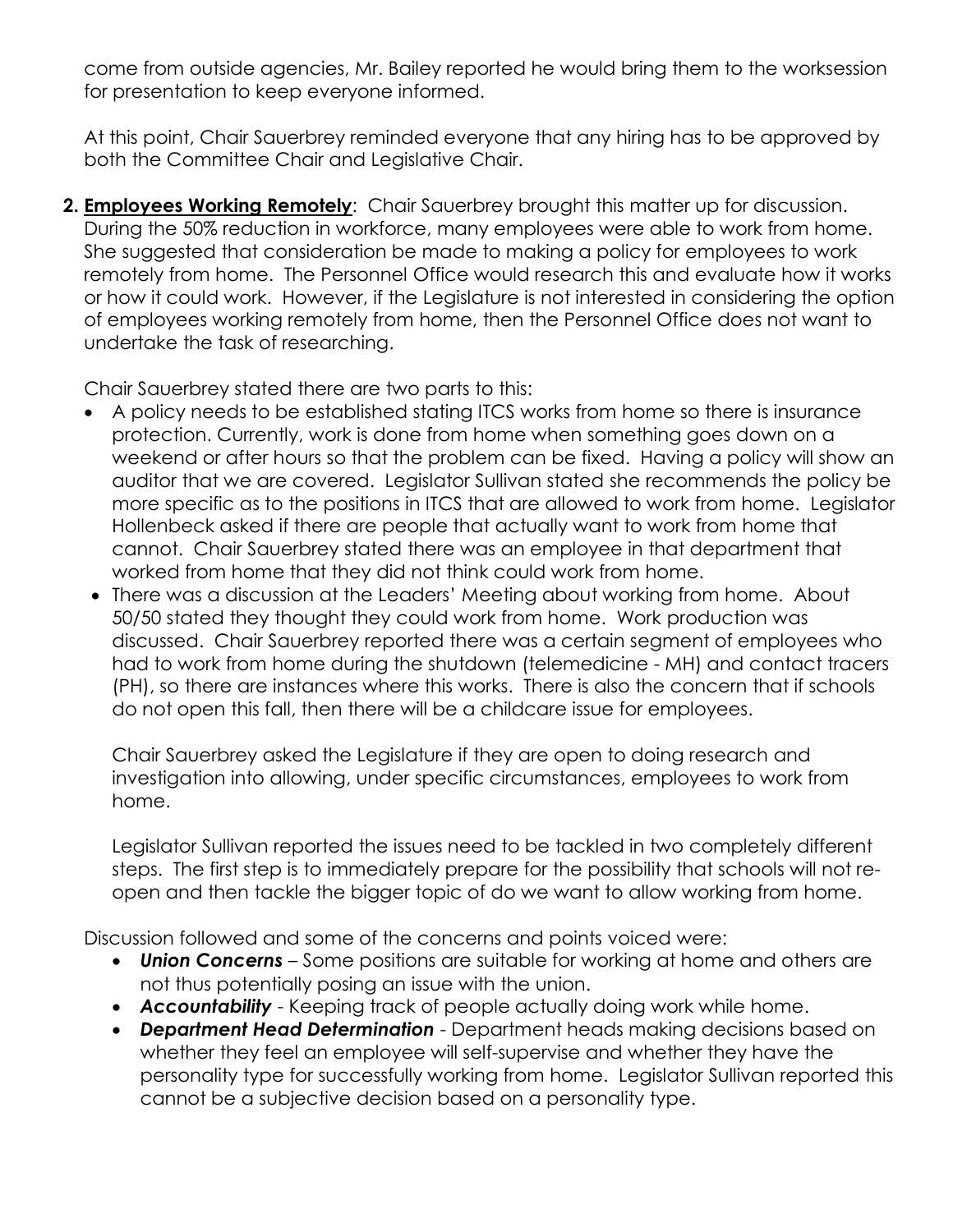come from outside agencies, Mr. Bailey reported he would bring them to the worksession for presentation to keep everyone informed.

At this point, Chair Sauerbrey reminded everyone that any hiring has to be approved by both the Committee Chair and Legislative Chair.

**2. Employees Working Remotely**: Chair Sauerbrey brought this matter up for discussion. During the 50% reduction in workforce, many employees were able to work from home. She suggested that consideration be made to making a policy for employees to work remotely from home. The Personnel Office would research this and evaluate how it works or how it could work. However, if the Legislature is not interested in considering the option of employees working remotely from home, then the Personnel Office does not want to undertake the task of researching.

Chair Sauerbrey stated there are two parts to this:

- A policy needs to be established stating ITCS works from home so there is insurance protection. Currently, work is done from home when something goes down on a weekend or after hours so that the problem can be fixed. Having a policy will show an auditor that we are covered. Legislator Sullivan stated she recommends the policy be more specific as to the positions in ITCS that are allowed to work from home. Legislator Hollenbeck asked if there are people that actually want to work from home that cannot. Chair Sauerbrey stated there was an employee in that department that worked from home that they did not think could work from home.
- There was a discussion at the Leaders' Meeting about working from home. About 50/50 stated they thought they could work from home. Work production was discussed. Chair Sauerbrey reported there was a certain segment of employees who had to work from home during the shutdown (telemedicine - MH) and contact tracers (PH), so there are instances where this works. There is also the concern that if schools do not open this fall, then there will be a childcare issue for employees.

Chair Sauerbrey asked the Legislature if they are open to doing research and investigation into allowing, under specific circumstances, employees to work from home.

Legislator Sullivan reported the issues need to be tackled in two completely different steps. The first step is to immediately prepare for the possibility that schools will not re-open and then tackle the bigger topic of do we want to allow working from home.

Discussion followed and some of the concerns and points voiced were:

- ***Union Concerns*** – Some positions are suitable for working at home and others are not thus potentially posing an issue with the union.
- ***Accountability*** - Keeping track of people actually doing work while home.
- ***Department Head Determination*** - Department heads making decisions based on whether they feel an employee will self-supervise and whether they have the personality type for successfully working from home. Legislator Sullivan reported this cannot be a subjective decision based on a personality type.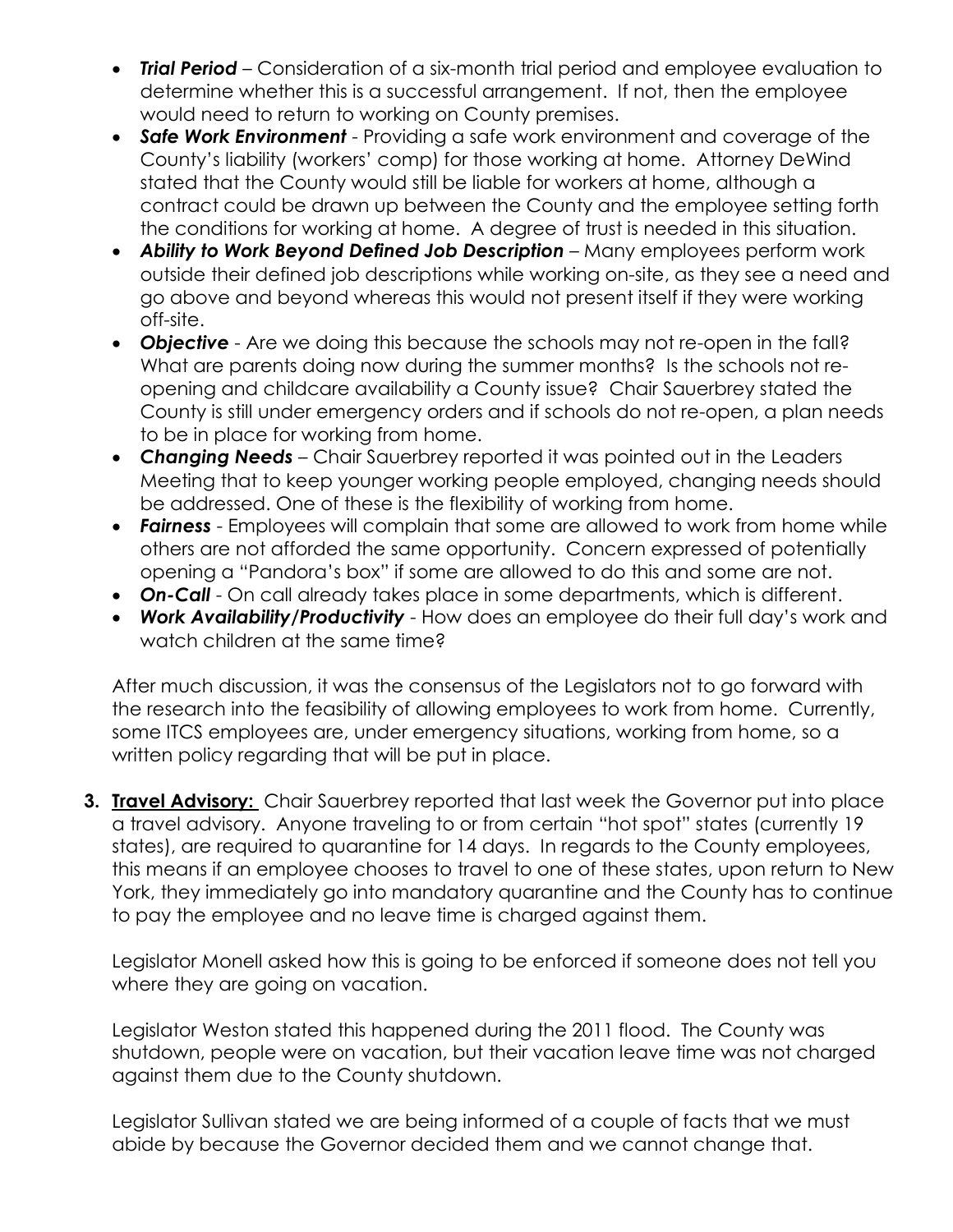- ***Trial Period*** – Consideration of a six-month trial period and employee evaluation to determine whether this is a successful arrangement. If not, then the employee would need to return to working on County premises.
- ***Safe Work Environment*** - Providing a safe work environment and coverage of the County's liability (workers' comp) for those working at home. Attorney DeWind stated that the County would still be liable for workers at home, although a contract could be drawn up between the County and the employee setting forth the conditions for working at home. A degree of trust is needed in this situation.
- ***Ability to Work Beyond Defined Job Description*** – Many employees perform work outside their defined job descriptions while working on-site, as they see a need and go above and beyond whereas this would not present itself if they were working off-site.
- ***Objective*** - Are we doing this because the schools may not re-open in the fall? What are parents doing now during the summer months? Is the schools not re-opening and childcare availability a County issue? Chair Sauerbrey stated the County is still under emergency orders and if schools do not re-open, a plan needs to be in place for working from home.
- ***Changing Needs*** – Chair Sauerbrey reported it was pointed out in the Leaders Meeting that to keep younger working people employed, changing needs should be addressed. One of these is the flexibility of working from home.
- ***Fairness*** - Employees will complain that some are allowed to work from home while others are not afforded the same opportunity. Concern expressed of potentially opening a "Pandora's box" if some are allowed to do this and some are not.
- ***On-Call*** - On call already takes place in some departments, which is different.
- ***Work Availability/Productivity*** - How does an employee do their full day's work and watch children at the same time?

After much discussion, it was the consensus of the Legislators not to go forward with the research into the feasibility of allowing employees to work from home. Currently, some ITCS employees are, under emergency situations, working from home, so a written policy regarding that will be put in place.

3. **Travel Advisory:** Chair Sauerbrey reported that last week the Governor put into place a travel advisory. Anyone traveling to or from certain "hot spot" states (currently 19 states), are required to quarantine for 14 days. In regards to the County employees, this means if an employee chooses to travel to one of these states, upon return to New York, they immediately go into mandatory quarantine and the County has to continue to pay the employee and no leave time is charged against them.

   Legislator Monell asked how this is going to be enforced if someone does not tell you where they are going on vacation.

   Legislator Weston stated this happened during the 2011 flood. The County was shutdown, people were on vacation, but their vacation leave time was not charged against them due to the County shutdown.

   Legislator Sullivan stated we are being informed of a couple of facts that we must abide by because the Governor decided them and we cannot change that.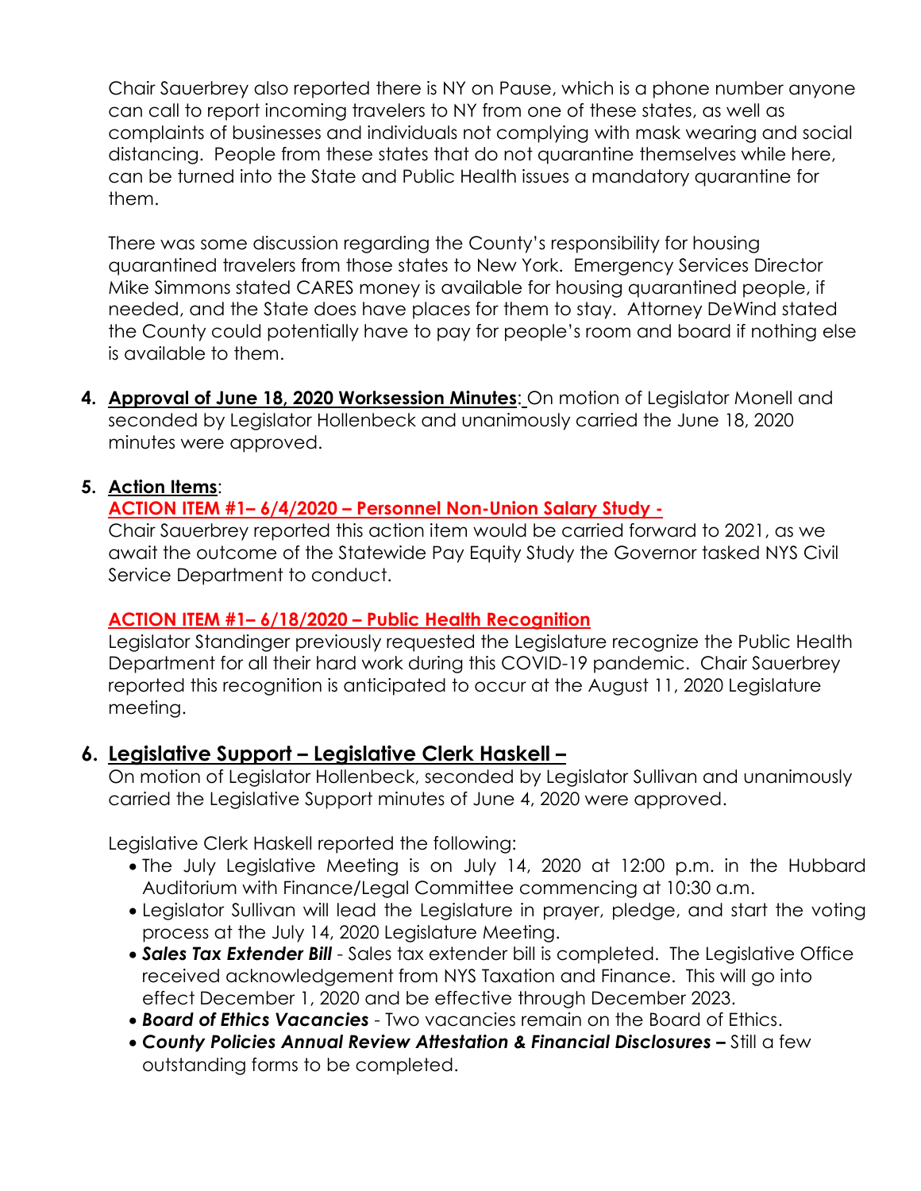Chair Sauerbrey also reported there is NY on Pause, which is a phone number anyone can call to report incoming travelers to NY from one of these states, as well as complaints of businesses and individuals not complying with mask wearing and social distancing. People from these states that do not quarantine themselves while here, can be turned into the State and Public Health issues a mandatory quarantine for them.

There was some discussion regarding the County's responsibility for housing quarantined travelers from those states to New York. Emergency Services Director Mike Simmons stated CARES money is available for housing quarantined people, if needed, and the State does have places for them to stay. Attorney DeWind stated the County could potentially have to pay for people's room and board if nothing else is available to them.

4. **Approval of June 18, 2020 Worksession Minutes**: On motion of Legislator Monell and seconded by Legislator Hollenbeck and unanimously carried the June 18, 2020 minutes were approved.

5. **Action Items**:

**ACTION ITEM #1– 6/4/2020 – Personnel Non-Union Salary Study -**

Chair Sauerbrey reported this action item would be carried forward to 2021, as we await the outcome of the Statewide Pay Equity Study the Governor tasked NYS Civil Service Department to conduct.

**ACTION ITEM #1– 6/18/2020 – Public Health Recognition**

Legislator Standinger previously requested the Legislature recognize the Public Health Department for all their hard work during this COVID-19 pandemic. Chair Sauerbrey reported this recognition is anticipated to occur at the August 11, 2020 Legislature meeting.

## 6. Legislative Support – Legislative Clerk Haskell –

On motion of Legislator Hollenbeck, seconded by Legislator Sullivan and unanimously carried the Legislative Support minutes of June 4, 2020 were approved.

Legislative Clerk Haskell reported the following:

- The July Legislative Meeting is on July 14, 2020 at 12:00 p.m. in the Hubbard Auditorium with Finance/Legal Committee commencing at 10:30 a.m.
- Legislator Sullivan will lead the Legislature in prayer, pledge, and start the voting process at the July 14, 2020 Legislature Meeting.
- ***Sales Tax Extender Bill*** - Sales tax extender bill is completed. The Legislative Office received acknowledgement from NYS Taxation and Finance. This will go into effect December 1, 2020 and be effective through December 2023.
- ***Board of Ethics Vacancies*** - Two vacancies remain on the Board of Ethics.
- ***County Policies Annual Review Attestation & Financial Disclosures –*** Still a few outstanding forms to be completed.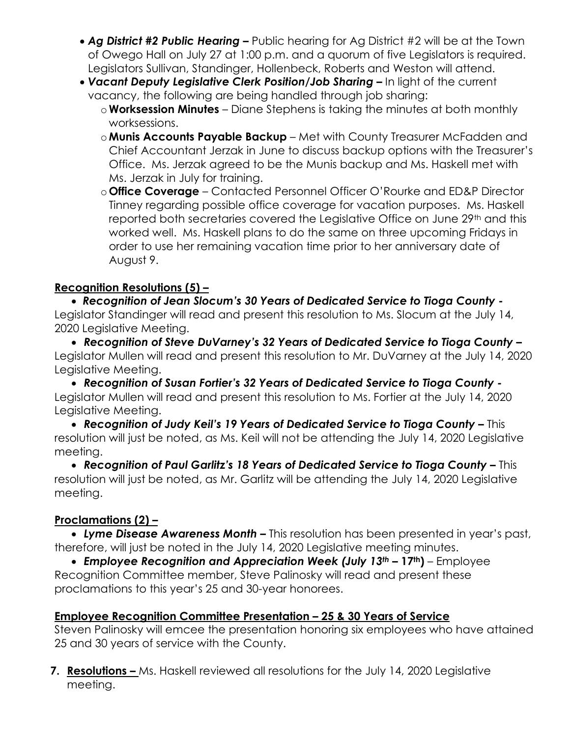- ***Ag District #2 Public Hearing –*** Public hearing for Ag District #2 will be at the Town of Owego Hall on July 27 at 1:00 p.m. and a quorum of five Legislators is required. Legislators Sullivan, Standinger, Hollenbeck, Roberts and Weston will attend.
- ***Vacant Deputy Legislative Clerk Position/Job Sharing –*** In light of the current vacancy, the following are being handled through job sharing:
  - **Worksession Minutes** – Diane Stephens is taking the minutes at both monthly worksessions.
  - **Munis Accounts Payable Backup** – Met with County Treasurer McFadden and Chief Accountant Jerzak in June to discuss backup options with the Treasurer's Office. Ms. Jerzak agreed to be the Munis backup and Ms. Haskell met with Ms. Jerzak in July for training.
  - **Office Coverage** – Contacted Personnel Officer O'Rourke and ED&P Director Tinney regarding possible office coverage for vacation purposes. Ms. Haskell reported both secretaries covered the Legislative Office on June 29th and this worked well. Ms. Haskell plans to do the same on three upcoming Fridays in order to use her remaining vacation time prior to her anniversary date of August 9.

**Recognition Resolutions (5) –**

- ***Recognition of Jean Slocum's 30 Years of Dedicated Service to Tioga County -*** Legislator Standinger will read and present this resolution to Ms. Slocum at the July 14, 2020 Legislative Meeting.
- ***Recognition of Steve DuVarney's 32 Years of Dedicated Service to Tioga County –*** Legislator Mullen will read and present this resolution to Mr. DuVarney at the July 14, 2020 Legislative Meeting.
- ***Recognition of Susan Fortier's 32 Years of Dedicated Service to Tioga County -*** Legislator Mullen will read and present this resolution to Ms. Fortier at the July 14, 2020 Legislative Meeting.
- ***Recognition of Judy Keil's 19 Years of Dedicated Service to Tioga County –*** This resolution will just be noted, as Ms. Keil will not be attending the July 14, 2020 Legislative meeting.
- ***Recognition of Paul Garlitz's 18 Years of Dedicated Service to Tioga County –*** This resolution will just be noted, as Mr. Garlitz will be attending the July 14, 2020 Legislative meeting.

**Proclamations (2) –**

- ***Lyme Disease Awareness Month –*** This resolution has been presented in year's past, therefore, will just be noted in the July 14, 2020 Legislative meeting minutes.
- ***Employee Recognition and Appreciation Week (July 13th – 17th)*** – Employee Recognition Committee member, Steve Palinosky will read and present these proclamations to this year's 25 and 30-year honorees.

**Employee Recognition Committee Presentation – 25 & 30 Years of Service**

Steven Palinosky will emcee the presentation honoring six employees who have attained 25 and 30 years of service with the County.

7. **Resolutions –** Ms. Haskell reviewed all resolutions for the July 14, 2020 Legislative meeting.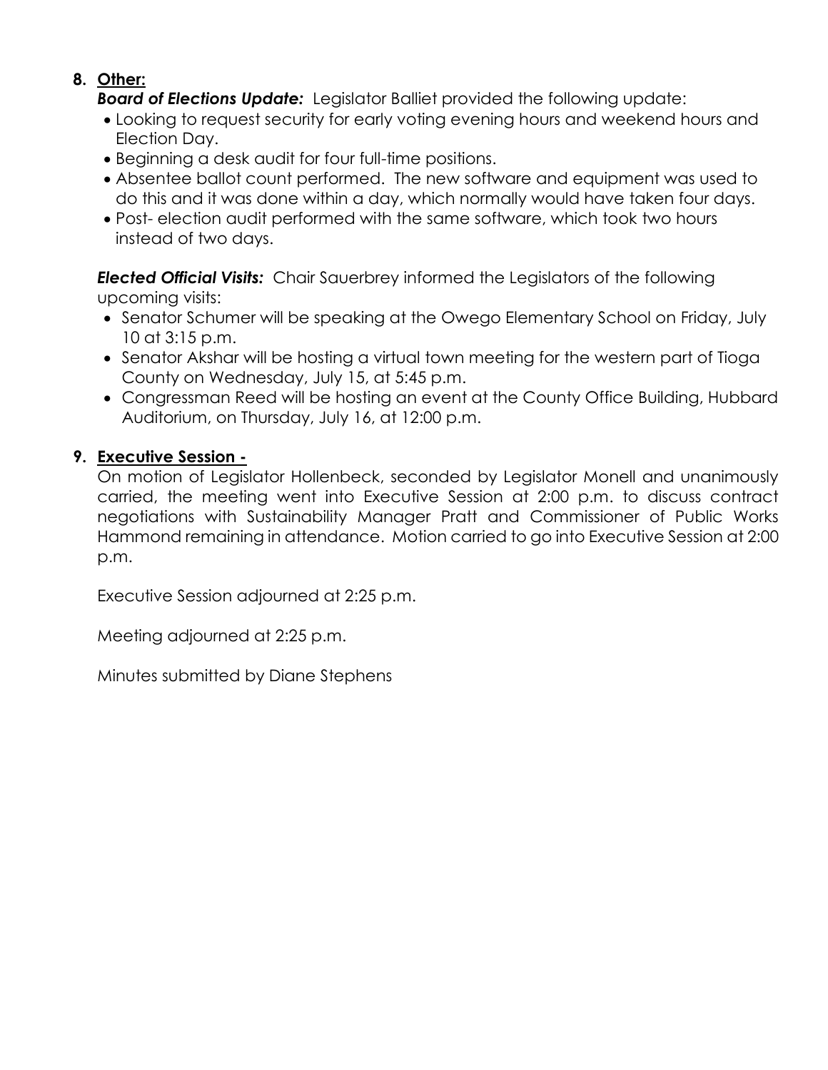8. **Other:**

***Board of Elections Update:*** Legislator Balliet provided the following update:

- Looking to request security for early voting evening hours and weekend hours and Election Day.
- Beginning a desk audit for four full-time positions.
- Absentee ballot count performed. The new software and equipment was used to do this and it was done within a day, which normally would have taken four days.
- Post- election audit performed with the same software, which took two hours instead of two days.

***Elected Official Visits:*** Chair Sauerbrey informed the Legislators of the following upcoming visits:

- Senator Schumer will be speaking at the Owego Elementary School on Friday, July 10 at 3:15 p.m.
- Senator Akshar will be hosting a virtual town meeting for the western part of Tioga County on Wednesday, July 15, at 5:45 p.m.
- Congressman Reed will be hosting an event at the County Office Building, Hubbard Auditorium, on Thursday, July 16, at 12:00 p.m.

9. **Executive Session -**

On motion of Legislator Hollenbeck, seconded by Legislator Monell and unanimously carried, the meeting went into Executive Session at 2:00 p.m. to discuss contract negotiations with Sustainability Manager Pratt and Commissioner of Public Works Hammond remaining in attendance. Motion carried to go into Executive Session at 2:00 p.m.

Executive Session adjourned at 2:25 p.m.

Meeting adjourned at 2:25 p.m.

Minutes submitted by Diane Stephens